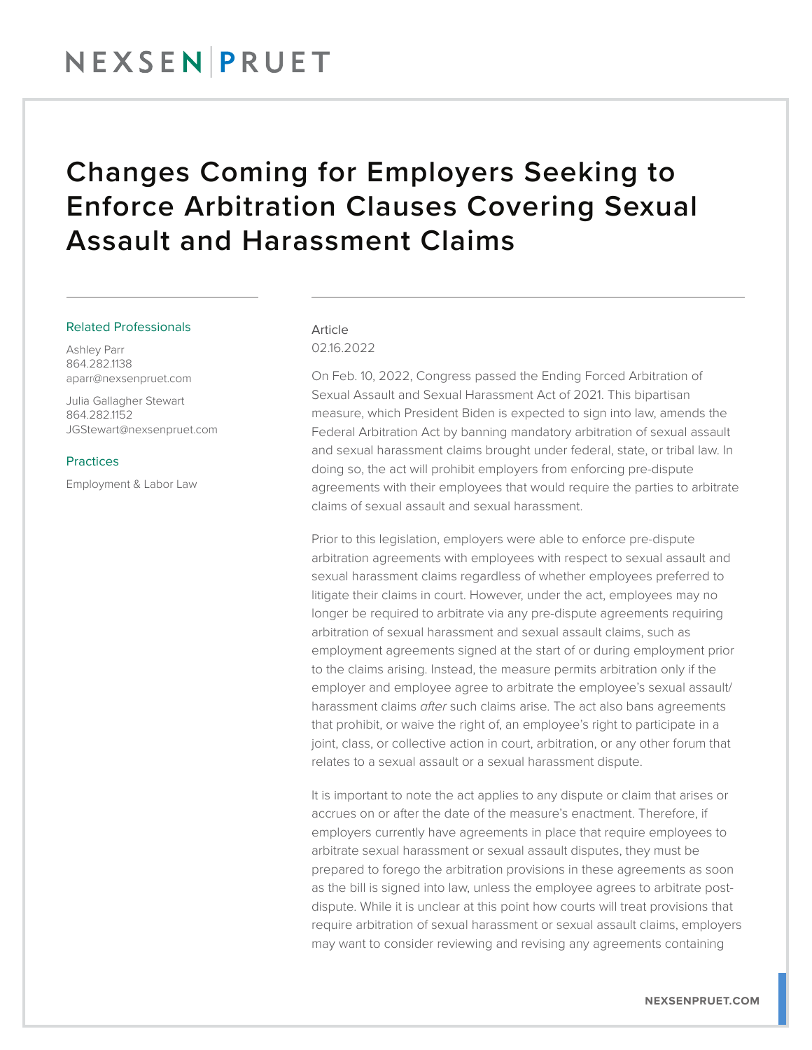# NEXSEN PRUET

# Changes Coming for Employers Seeking to Enforce Arbitration Clauses Covering Sexual Assault and Harassment Claims

### Related Professionals

Ashley Parr
864.282.1138
aparr@nexsenpruet.com

Julia Gallagher Stewart
864.282.1152
JGStewart@nexsenpruet.com

### Practices

Employment & Labor Law

Article
02.16.2022

On Feb. 10, 2022, Congress passed the Ending Forced Arbitration of Sexual Assault and Sexual Harassment Act of 2021. This bipartisan measure, which President Biden is expected to sign into law, amends the Federal Arbitration Act by banning mandatory arbitration of sexual assault and sexual harassment claims brought under federal, state, or tribal law. In doing so, the act will prohibit employers from enforcing pre-dispute agreements with their employees that would require the parties to arbitrate claims of sexual assault and sexual harassment.

Prior to this legislation, employers were able to enforce pre-dispute arbitration agreements with employees with respect to sexual assault and sexual harassment claims regardless of whether employees preferred to litigate their claims in court. However, under the act, employees may no longer be required to arbitrate via any pre-dispute agreements requiring arbitration of sexual harassment and sexual assault claims, such as employment agreements signed at the start of or during employment prior to the claims arising. Instead, the measure permits arbitration only if the employer and employee agree to arbitrate the employee's sexual assault/harassment claims *after* such claims arise. The act also bans agreements that prohibit, or waive the right of, an employee's right to participate in a joint, class, or collective action in court, arbitration, or any other forum that relates to a sexual assault or a sexual harassment dispute.

It is important to note the act applies to any dispute or claim that arises or accrues on or after the date of the measure's enactment. Therefore, if employers currently have agreements in place that require employees to arbitrate sexual harassment or sexual assault disputes, they must be prepared to forego the arbitration provisions in these agreements as soon as the bill is signed into law, unless the employee agrees to arbitrate post-dispute. While it is unclear at this point how courts will treat provisions that require arbitration of sexual harassment or sexual assault claims, employers may want to consider reviewing and revising any agreements containing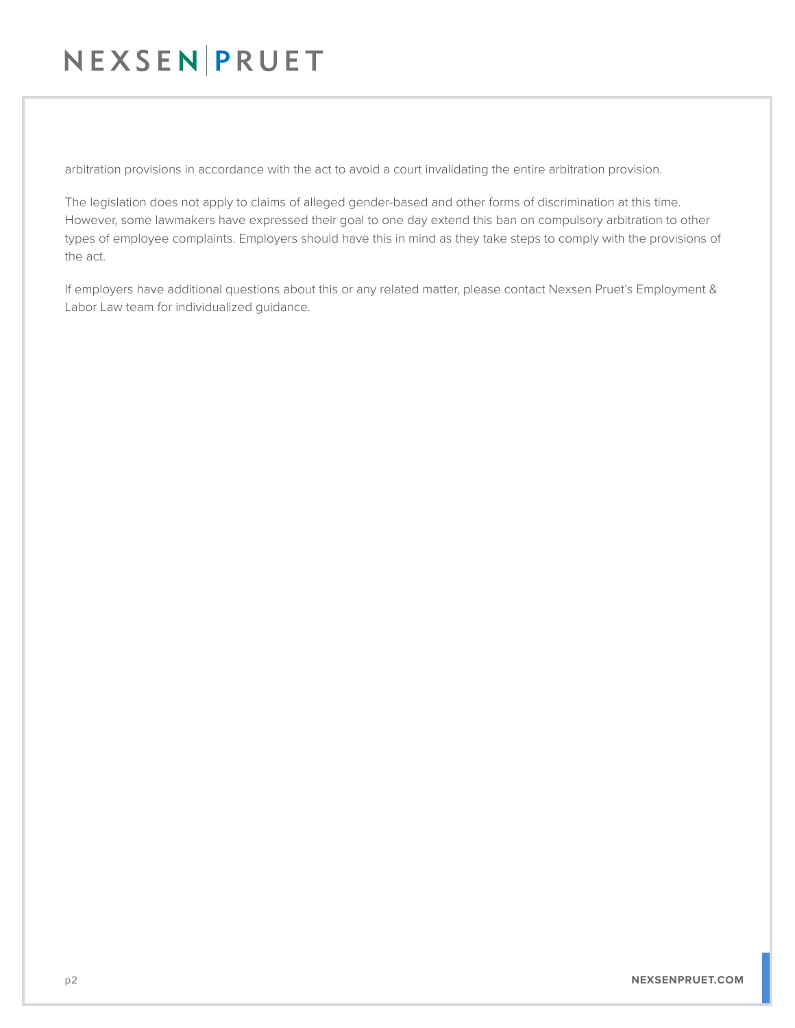arbitration provisions in accordance with the act to avoid a court invalidating the entire arbitration provision.

The legislation does not apply to claims of alleged gender-based and other forms of discrimination at this time. However, some lawmakers have expressed their goal to one day extend this ban on compulsory arbitration to other types of employee complaints. Employers should have this in mind as they take steps to comply with the provisions of the act.

If employers have additional questions about this or any related matter, please contact Nexsen Pruet's Employment & Labor Law team for individualized guidance.